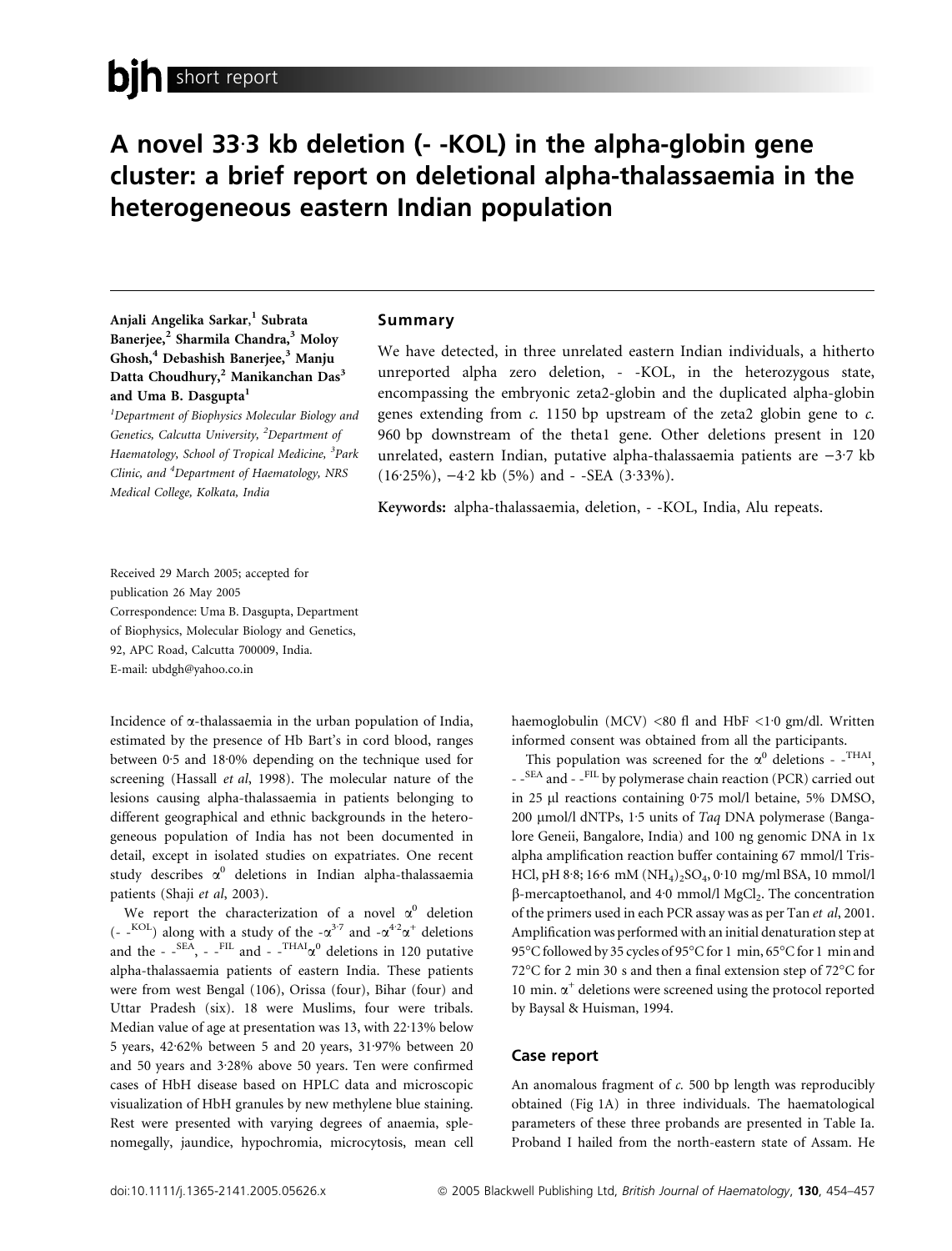# A novel 33·3 kb deletion (- -KOL) in the alpha-globin gene cluster: a brief report on deletional alpha-thalassaemia in the heterogeneous eastern Indian population

**Anjali Angelika Sarkar,[1] Subrata Banerjee,[2] Sharmila Chandra,[3] Moloy Ghosh,[4] Debashish Banerjee,[3] Manju Datta Choudhury,[2] Manikanchan Das[3] and Uma B. Dasgupta[1]**

[1]Department of Biophysics Molecular Biology and Genetics, Calcutta University, [2]Department of Haematology, School of Tropical Medicine, [3]Park Clinic, and [4]Department of Haematology, NRS Medical College, Kolkata, India

## Summary

We have detected, in three unrelated eastern Indian individuals, a hitherto unreported alpha zero deletion, - -KOL, in the heterozygous state, encompassing the embryonic zeta2-globin and the duplicated alpha-globin genes extending from *c.* 1150 bp upstream of the zeta2 globin gene to *c.* 960 bp downstream of the theta1 gene. Other deletions present in 120 unrelated, eastern Indian, putative alpha-thalassaemia patients are −3·7 kb (16·25%), −4·2 kb (5%) and - -SEA (3·33%).

**Keywords:** alpha-thalassaemia, deletion, - -KOL, India, Alu repeats.

Received 29 March 2005; accepted for publication 26 May 2005

Correspondence: Uma B. Dasgupta, Department of Biophysics, Molecular Biology and Genetics, 92, APC Road, Calcutta 700009, India. E-mail: ubdgh@yahoo.co.in

Incidence of α-thalassaemia in the urban population of India, estimated by the presence of Hb Bart's in cord blood, ranges between 0·5 and 18·0% depending on the technique used for screening (Hassall *et al*, 1998). The molecular nature of the lesions causing alpha-thalassaemia in patients belonging to different geographical and ethnic backgrounds in the heterogeneous population of India has not been documented in detail, except in isolated studies on expatriates. One recent study describes $\alpha^0$ deletions in Indian alpha-thalassaemia patients (Shaji *et al*, 2003).

We report the characterization of a novel $\alpha^0$ deletion (- -$^{KOL}$) along with a study of the -$\alpha^{3.7}$ and -$\alpha^{4.2}\alpha^+$ deletions and the - -$^{SEA}$, - -$^{FIL}$ and - -$^{THAI}\alpha^0$ deletions in 120 putative alpha-thalassaemia patients of eastern India. These patients were from west Bengal (106), Orissa (four), Bihar (four) and Uttar Pradesh (six). 18 were Muslims, four were tribals. Median value of age at presentation was 13, with 22·13% below 5 years, 42·62% between 5 and 20 years, 31·97% between 20 and 50 years and 3·28% above 50 years. Ten were confirmed cases of HbH disease based on HPLC data and microscopic visualization of HbH granules by new methylene blue staining. Rest were presented with varying degrees of anaemia, splenomegally, jaundice, hypochromia, microcytosis, mean cell haemoglobulin (MCV) <80 fl and HbF <1·0 gm/dl. Written informed consent was obtained from all the participants.

This population was screened for the $\alpha^0$ deletions - -$^{THAI}$, - -$^{SEA}$ and - -$^{FIL}$ by polymerase chain reaction (PCR) carried out in 25 μl reactions containing 0·75 mol/l betaine, 5% DMSO, 200 μmol/l dNTPs, 1·5 units of *Taq* DNA polymerase (Bangalore Geneii, Bangalore, India) and 100 ng genomic DNA in 1x alpha amplification reaction buffer containing 67 mmol/l Tris-HCl, pH 8·8; 16·6 mM $(NH_4)_2SO_4$, 0·10 mg/ml BSA, 10 mmol/l β-mercaptoethanol, and 4·0 mmol/l $MgCl_2$. The concentration of the primers used in each PCR assay was as per Tan *et al*, 2001. Amplification was performed with an initial denaturation step at 95°C followed by 35 cycles of 95°C for 1 min, 65°C for 1 min and 72°C for 2 min 30 s and then a final extension step of 72°C for 10 min. $\alpha^+$ deletions were screened using the protocol reported by Baysal & Huisman, 1994.

## Case report

An anomalous fragment of *c.* 500 bp length was reproducibly obtained (Fig 1A) in three individuals. The haematological parameters of these three probands are presented in Table Ia. Proband I hailed from the north-eastern state of Assam. He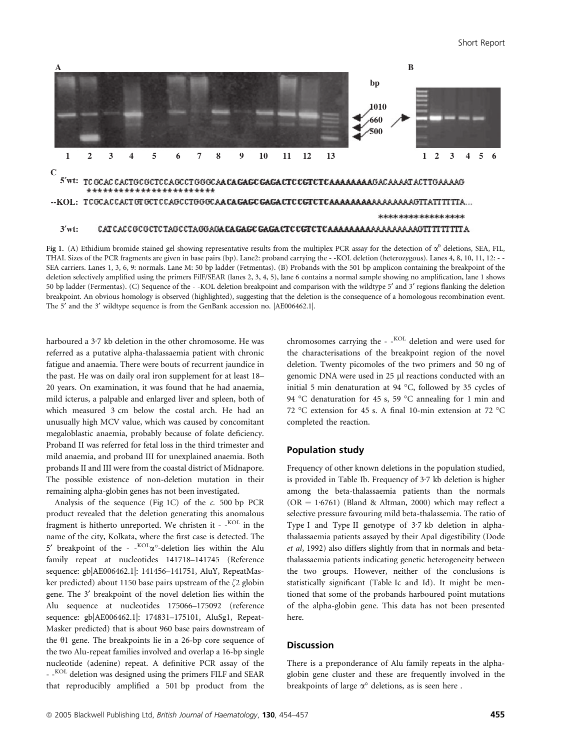Fig 1. (A) Ethidium bromide stained gel showing representative results from the multiplex PCR assay for the detection of $\alpha^0$ deletions, SEA, FIL, THAI. Sizes of the PCR fragments are given in base pairs (bp). Lane2: proband carrying the - -KOL deletion (heterozygous). Lanes 4, 8, 10, 11, 12: - -SEA carriers. Lanes 1, 3, 6, 9: normals. Lane M: 50 bp ladder (Fetmentas). (B) Probands with the 501 bp amplicon containing the breakpoint of the deletion selectively amplified using the primers FilF/SEAR (lanes 2, 3, 4, 5), lane 6 contains a normal sample showing no amplification, lane 1 shows 50 bp ladder (Fermentas). (C) Sequence of the - -KOL deletion breakpoint and comparison with the wildtype 5′ and 3′ regions flanking the deletion breakpoint. An obvious homology is observed (highlighted), suggesting that the deletion is the consequence of a homologous recombination event. The 5′ and the 3′ wildtype sequence is from the GenBank accession no. |AE006462.1|.

harboured a 3·7 kb deletion in the other chromosome. He was referred as a putative alpha-thalassaemia patient with chronic fatigue and anaemia. There were bouts of recurrent jaundice in the past. He was on daily oral iron supplement for at least 18–20 years. On examination, it was found that he had anaemia, mild icterus, a palpable and enlarged liver and spleen, both of which measured 3 cm below the costal arch. He had an unusually high MCV value, which was caused by concomitant megaloblastic anaemia, probably because of folate deficiency. Proband II was referred for fetal loss in the third trimester and mild anaemia, and proband III for unexplained anaemia. Both probands II and III were from the coastal district of Midnapore. The possible existence of non-deletion mutation in their remaining alpha-globin genes has not been investigated.

Analysis of the sequence (Fig 1C) of the *c.* 500 bp PCR product revealed that the deletion generating this anomalous fragment is hitherto unreported. We christen it - -$^{KOL}$ in the name of the city, Kolkata, where the first case is detected. The 5′ breakpoint of the - -$^{KOL}\alpha^{\circ}$-deletion lies within the Alu family repeat at nucleotides 141718–141745 (Reference sequence: gb|AE006462.1|: 141456–141751, AluY, RepeatMasker predicted) about 1150 base pairs upstream of the $\zeta$2 globin gene. The 3′ breakpoint of the novel deletion lies within the Alu sequence at nucleotides 175066–175092 (reference sequence: gb|AE006462.1|: 174831–175101, AluSg1, RepeatMasker predicted) that is about 960 base pairs downstream of the $\theta$1 gene. The breakpoints lie in a 26-bp core sequence of the two Alu-repeat families involved and overlap a 16-bp single nucleotide (adenine) repeat. A definitive PCR assay of the - -$^{KOL}$ deletion was designed using the primers FILF and SEAR that reproducibly amplified a 501 bp product from the chromosomes carrying the - -$^{KOL}$ deletion and were used for the characterisations of the breakpoint region of the novel deletion. Twenty picomoles of the two primers and 50 ng of genomic DNA were used in 25 µl reactions conducted with an initial 5 min denaturation at 94 °C, followed by 35 cycles of 94 °C denaturation for 45 s, 59 °C annealing for 1 min and 72 °C extension for 45 s. A final 10-min extension at 72 °C completed the reaction.

## Population study

Frequency of other known deletions in the population studied, is provided in Table Ib. Frequency of 3·7 kb deletion is higher among the beta-thalassaemia patients than the normals (OR = 1·6761) (Bland & Altman, 2000) which may reflect a selective pressure favouring mild beta-thalassemia. The ratio of Type I and Type II genotype of 3·7 kb deletion in alpha-thalassaemia patients assayed by their ApaI digestibility (Dode *et al*, 1992) also differs slightly from that in normals and beta-thalassaemia patients indicating genetic heterogeneity between the two groups. However, neither of the conclusions is statistically significant (Table Ic and Id). It might be mentioned that some of the probands harboured point mutations of the alpha-globin gene. This data has not been presented here.

## Discussion

There is a preponderance of Alu family repeats in the alpha-globin gene cluster and these are frequently involved in the breakpoints of large $\alpha^{\circ}$ deletions, as is seen here .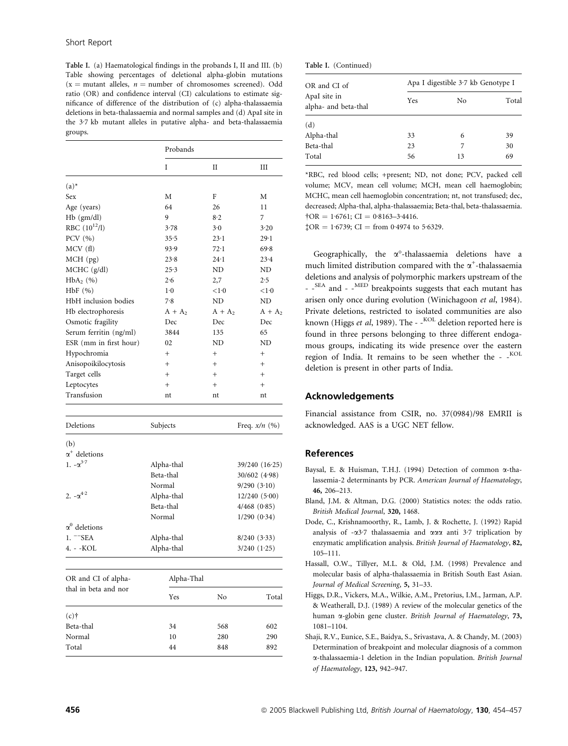Short Report

**Table I.** (a) Haematological findings in the probands I, II and III. (b) Table showing percentages of deletional alpha-globin mutations (x = mutant alleles, n = number of chromosomes screened). Odd ratio (OR) and confidence interval (CI) calculations to estimate significance of difference of the distribution of (c) alpha-thalassaemia deletions in beta-thalassaemia and normal samples and (d) ApaI site in the 3·7 kb mutant alleles in putative alpha- and beta-thalassaemia groups.

| | Probands | | |
|---|---|---|---|
| | I | II | III |
| (a)* | | | |
| Sex | M | F | M |
| Age (years) | 64 | 26 | 11 |
| Hb (gm/dl) | 9 | 8·2 | 7 |
| RBC ($10^{12}$/l) | 3·78 | 3·0 | 3·20 |
| PCV (%) | 35·5 | 23·1 | 29·1 |
| MCV (fl) | 93·9 | 72·1 | 69·8 |
| MCH (pg) | 23·8 | 24·1 | 23·4 |
| MCHC (g/dl) | 25·3 | ND | ND |
| $HbA_2$ (%) | 2·6 | 2,7 | 2·5 |
| HbF (%) | 1·0 | <1·0 | <1·0 |
| HbH inclusion bodies | 7·8 | ND | ND |
| Hb electrophoresis | A + $A_2$ | A + $A_2$ | A + $A_2$ |
| Osmotic fragility | Dec | Dec | Dec |
| Serum ferritin (ng/ml) | 3844 | 135 | 65 |
| ESR (mm in first hour) | 02 | ND | ND |
| Hypochromia | + | + | + |
| Anisopoikilocytosis | + | + | + |
| Target cells | + | + | + |
| Leptocytes | + | + | + |
| Transfusion | nt | nt | nt |

| Deletions | Subjects | Freq. x/n (%) |
|---|---|---|
| (b) | | |
| $\alpha^+$ deletions | | |
| 1. $-\alpha^{3\cdot7}$ | Alpha-thal | 39/240 (16·25) |
| | Beta-thal | 30/602 (4·98) |
| | Normal | 9/290 (3·10) |
| 2. $-\alpha^{4\cdot2}$ | Alpha-thal | 12/240 (5·00) |
| | Beta-thal | 4/468 (0·85) |
| | Normal | 1/290 (0·34) |
| $\alpha^0$ deletions | | |
| 1. $^{--}$SEA | Alpha-thal | 8/240 (3·33) |
| 4. - -KOL | Alpha-thal | 3/240 (1·25) |

| OR and CI of alpha-thal in beta and nor | Alpha-Thal | | |
|---|---|---|---|
| | Yes | No | Total |
| (c)† | | | |
| Beta-thal | 34 | 568 | 602 |
| Normal | 10 | 280 | 290 |
| Total | 44 | 848 | 892 |

**Table I.** (Continued)

| OR and CI of ApaI site in alpha- and beta-thal | Apa I digestible 3·7 kb Genotype I | | |
|---|---|---|---|
| | Yes | No | Total |
| (d)‡ | | | |
| Alpha-thal | 33 | 6 | 39 |
| Beta-thal | 23 | 7 | 30 |
| Total | 56 | 13 | 69 |

*RBC, red blood cells; +present; ND, not done; PCV, packed cell volume; MCV, mean cell volume; MCH, mean cell haemoglobin; MCHC, mean cell haemoglobin concentration; nt, not transfused; dec, decreased; Alpha-thal, alpha-thalassaemia; Beta-thal, beta-thalassaemia.
†OR = 1·6761; CI = 0·8163–3·4416.
‡OR = 1·6739; CI = from 0·4974 to 5·6329.

Geographically, the $\alpha^0$-thalassaemia deletions have a much limited distribution compared with the $\alpha^+$-thalassaemia deletions and analysis of polymorphic markers upstream of the - -$^{SEA}$ and - -$^{MED}$ breakpoints suggests that each mutant has arisen only once during evolution (Winichagoon *et al*, 1984). Private deletions, restricted to isolated communities are also known (Higgs *et al*, 1989). The - -$^{KOL}$ deletion reported here is found in three persons belonging to three different endogamous groups, indicating its wide presence over the eastern region of India. It remains to be seen whether the - -$^{KOL}$ deletion is present in other parts of India.

## Acknowledgements

Financial assistance from CSIR, no. 37(0984)/98 EMRII is acknowledged. AAS is a UGC NET fellow.

## References

Baysal, E. & Huisman, T.H.J. (1994) Detection of common α-thalassemia-2 determinants by PCR. *American Journal of Haematology*, **46,** 206–213.

Bland, J.M. & Altman, D.G. (2000) Statistics notes: the odds ratio. *British Medical Journal*, **320,** 1468.

Dode, C., Krishnamoorthy, R., Lamb, J. & Rochette, J. (1992) Rapid analysis of -α3·7 thalassaemia and ααα anti 3·7 triplication by enzymatic amplification analysis. *British Journal of Haematology*, **82,** 105–111.

Hassall, O.W., Tillyer, M.L. & Old, J.M. (1998) Prevalence and molecular basis of alpha-thalassaemia in British South East Asian. *Journal of Medical Screening*, **5,** 31–33.

Higgs, D.R., Vickers, M.A., Wilkie, A.M., Pretorius, I.M., Jarman, A.P. & Weatherall, D.J. (1989) A review of the molecular genetics of the human α-globin gene cluster. *British Journal of Haematology*, **73,** 1081–1104.

Shaji, R.V., Eunice, S.E., Baidya, S., Srivastava, A. & Chandy, M. (2003) Determination of breakpoint and molecular diagnosis of a common α-thalassaemia-1 deletion in the Indian population. *British Journal of Haematology*, **123,** 942–947.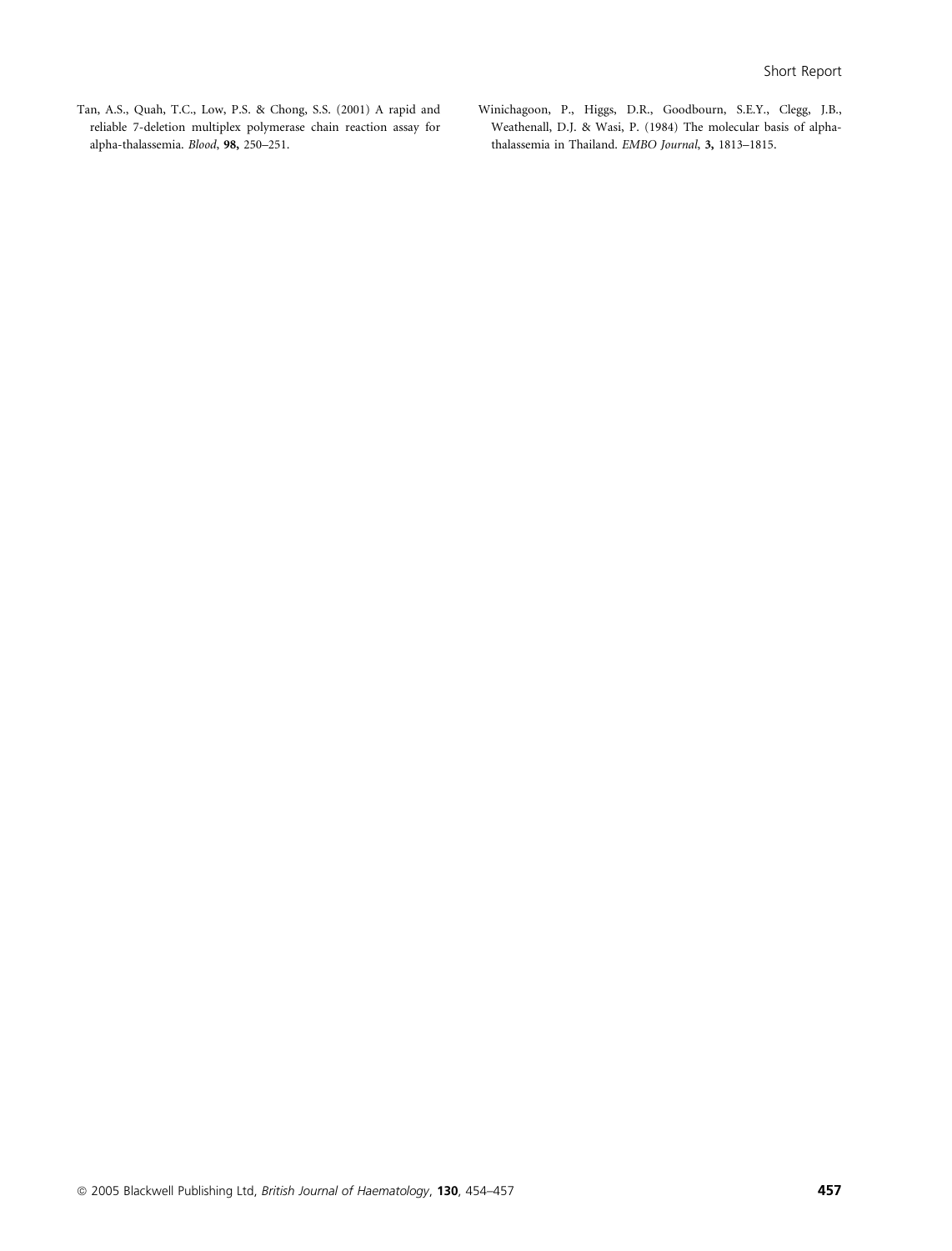Tan, A.S., Quah, T.C., Low, P.S. & Chong, S.S. (2001) A rapid and reliable 7-deletion multiplex polymerase chain reaction assay for alpha-thalassemia. *Blood*, **98,** 250–251.

Winichagoon, P., Higgs, D.R., Goodbourn, S.E.Y., Clegg, J.B., Weathenall, D.J. & Wasi, P. (1984) The molecular basis of alpha-thalassemia in Thailand. *EMBO Journal*, **3,** 1813–1815.